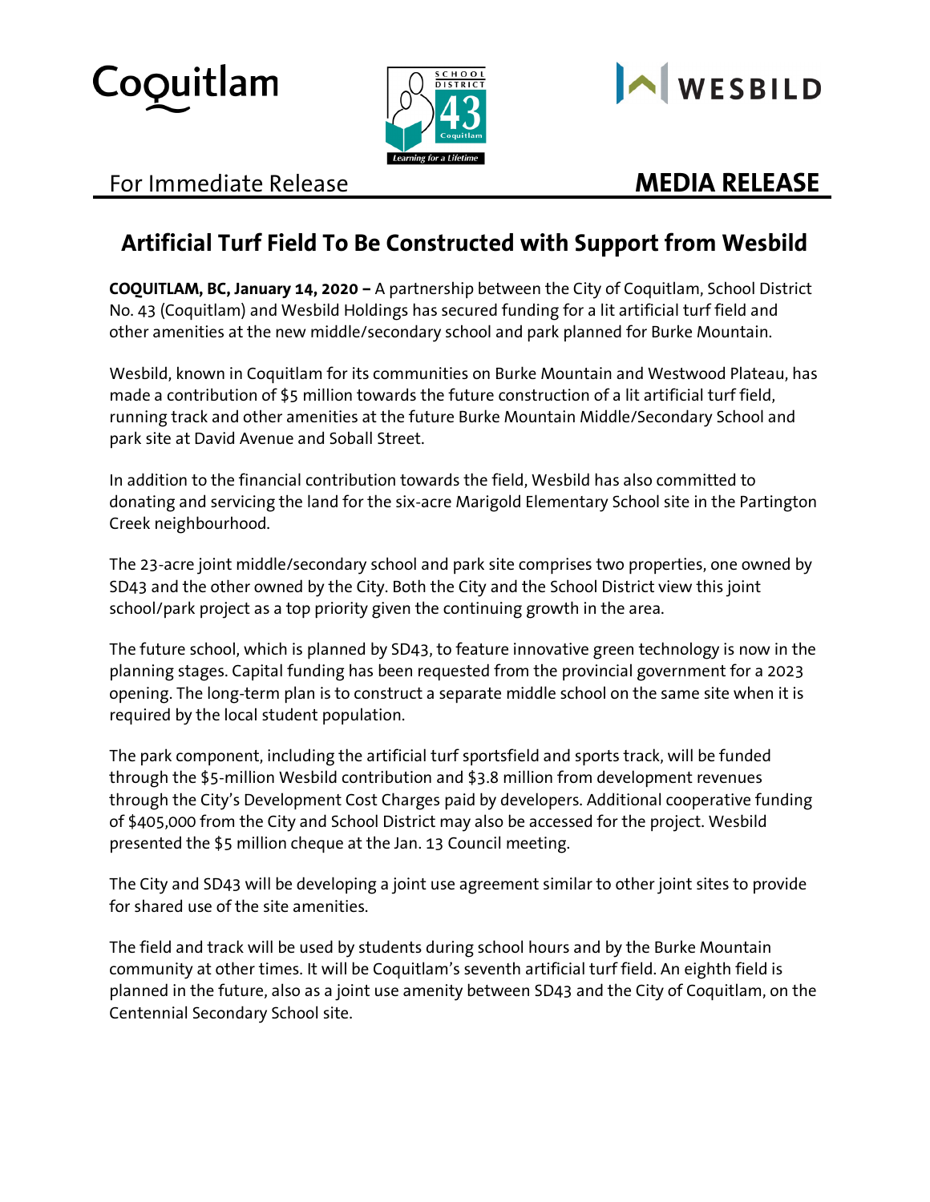Coquitlam

SCHOOL DISTRICT 43 Coquitlam — Learning for a Lifetime

WESBILD

For Immediate Release **MEDIA RELEASE**

# Artificial Turf Field To Be Constructed with Support from Wesbild

**COQUITLAM, BC, January 14, 2020 –** A partnership between the City of Coquitlam, School District No. 43 (Coquitlam) and Wesbild Holdings has secured funding for a lit artificial turf field and other amenities at the new middle/secondary school and park planned for Burke Mountain.

Wesbild, known in Coquitlam for its communities on Burke Mountain and Westwood Plateau, has made a contribution of $5 million towards the future construction of a lit artificial turf field, running track and other amenities at the future Burke Mountain Middle/Secondary School and park site at David Avenue and Soball Street.

In addition to the financial contribution towards the field, Wesbild has also committed to donating and servicing the land for the six-acre Marigold Elementary School site in the Partington Creek neighbourhood.

The 23-acre joint middle/secondary school and park site comprises two properties, one owned by SD43 and the other owned by the City. Both the City and the School District view this joint school/park project as a top priority given the continuing growth in the area.

The future school, which is planned by SD43, to feature innovative green technology is now in the planning stages. Capital funding has been requested from the provincial government for a 2023 opening. The long-term plan is to construct a separate middle school on the same site when it is required by the local student population.

The park component, including the artificial turf sportsfield and sports track, will be funded through the $5-million Wesbild contribution and $3.8 million from development revenues through the City's Development Cost Charges paid by developers. Additional cooperative funding of $405,000 from the City and School District may also be accessed for the project. Wesbild presented the $5 million cheque at the Jan. 13 Council meeting.

The City and SD43 will be developing a joint use agreement similar to other joint sites to provide for shared use of the site amenities.

The field and track will be used by students during school hours and by the Burke Mountain community at other times. It will be Coquitlam's seventh artificial turf field. An eighth field is planned in the future, also as a joint use amenity between SD43 and the City of Coquitlam, on the Centennial Secondary School site.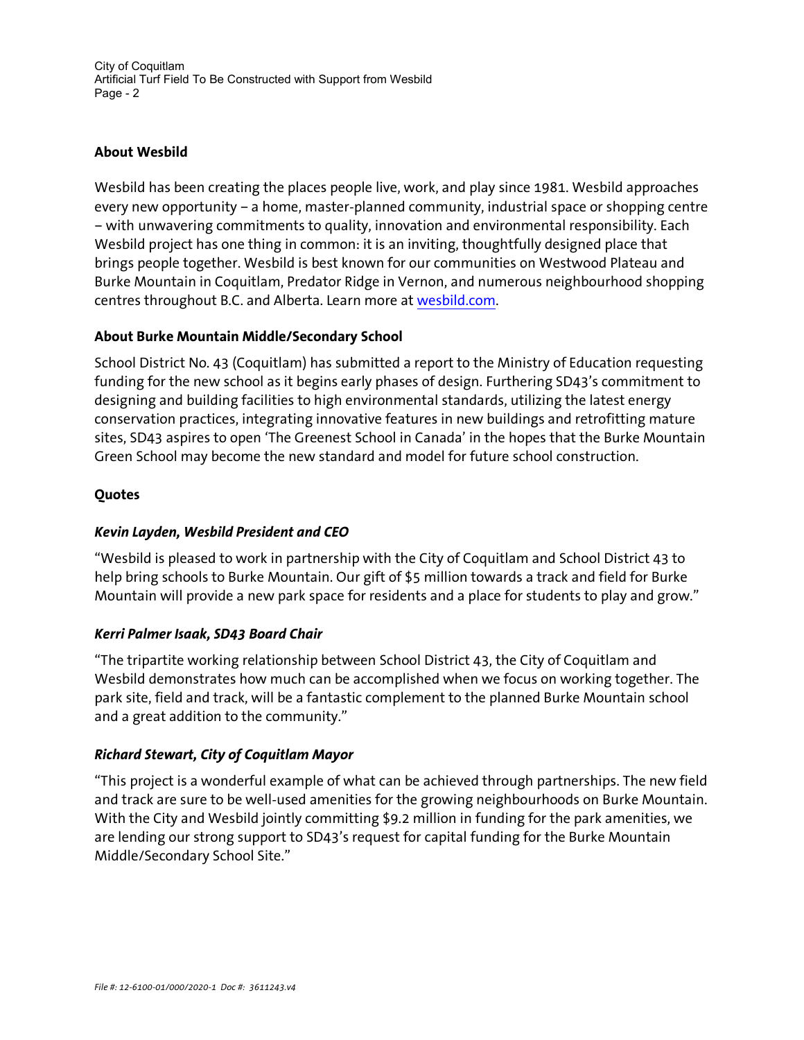## About Wesbild

Wesbild has been creating the places people live, work, and play since 1981. Wesbild approaches every new opportunity – a home, master-planned community, industrial space or shopping centre – with unwavering commitments to quality, innovation and environmental responsibility. Each Wesbild project has one thing in common: it is an inviting, thoughtfully designed place that brings people together. Wesbild is best known for our communities on Westwood Plateau and Burke Mountain in Coquitlam, Predator Ridge in Vernon, and numerous neighbourhood shopping centres throughout B.C. and Alberta. Learn more at wesbild.com.

## About Burke Mountain Middle/Secondary School

School District No. 43 (Coquitlam) has submitted a report to the Ministry of Education requesting funding for the new school as it begins early phases of design. Furthering SD43's commitment to designing and building facilities to high environmental standards, utilizing the latest energy conservation practices, integrating innovative features in new buildings and retrofitting mature sites, SD43 aspires to open 'The Greenest School in Canada' in the hopes that the Burke Mountain Green School may become the new standard and model for future school construction.

## Quotes

### *Kevin Layden, Wesbild President and CEO*

"Wesbild is pleased to work in partnership with the City of Coquitlam and School District 43 to help bring schools to Burke Mountain. Our gift of $5 million towards a track and field for Burke Mountain will provide a new park space for residents and a place for students to play and grow."

### *Kerri Palmer Isaak, SD43 Board Chair*

"The tripartite working relationship between School District 43, the City of Coquitlam and Wesbild demonstrates how much can be accomplished when we focus on working together. The park site, field and track, will be a fantastic complement to the planned Burke Mountain school and a great addition to the community."

### *Richard Stewart, City of Coquitlam Mayor*

"This project is a wonderful example of what can be achieved through partnerships. The new field and track are sure to be well-used amenities for the growing neighbourhoods on Burke Mountain. With the City and Wesbild jointly committing $9.2 million in funding for the park amenities, we are lending our strong support to SD43's request for capital funding for the Burke Mountain Middle/Secondary School Site."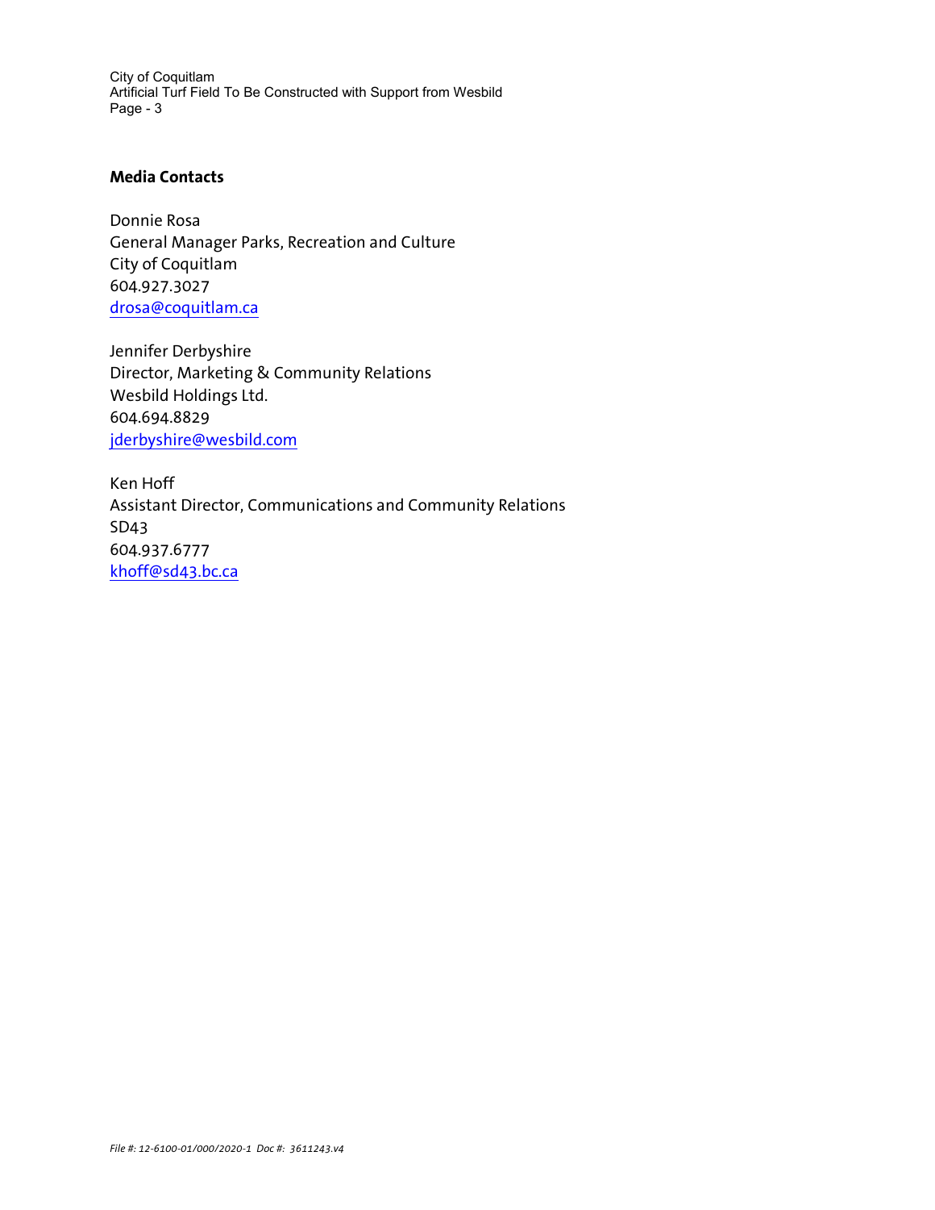**Media Contacts**

Donnie Rosa
General Manager Parks, Recreation and Culture
City of Coquitlam
604.927.3027
drosa@coquitlam.ca

Jennifer Derbyshire
Director, Marketing & Community Relations
Wesbild Holdings Ltd.
604.694.8829
jderbyshire@wesbild.com

Ken Hoff
Assistant Director, Communications and Community Relations
SD43
604.937.6777
khoff@sd43.bc.ca